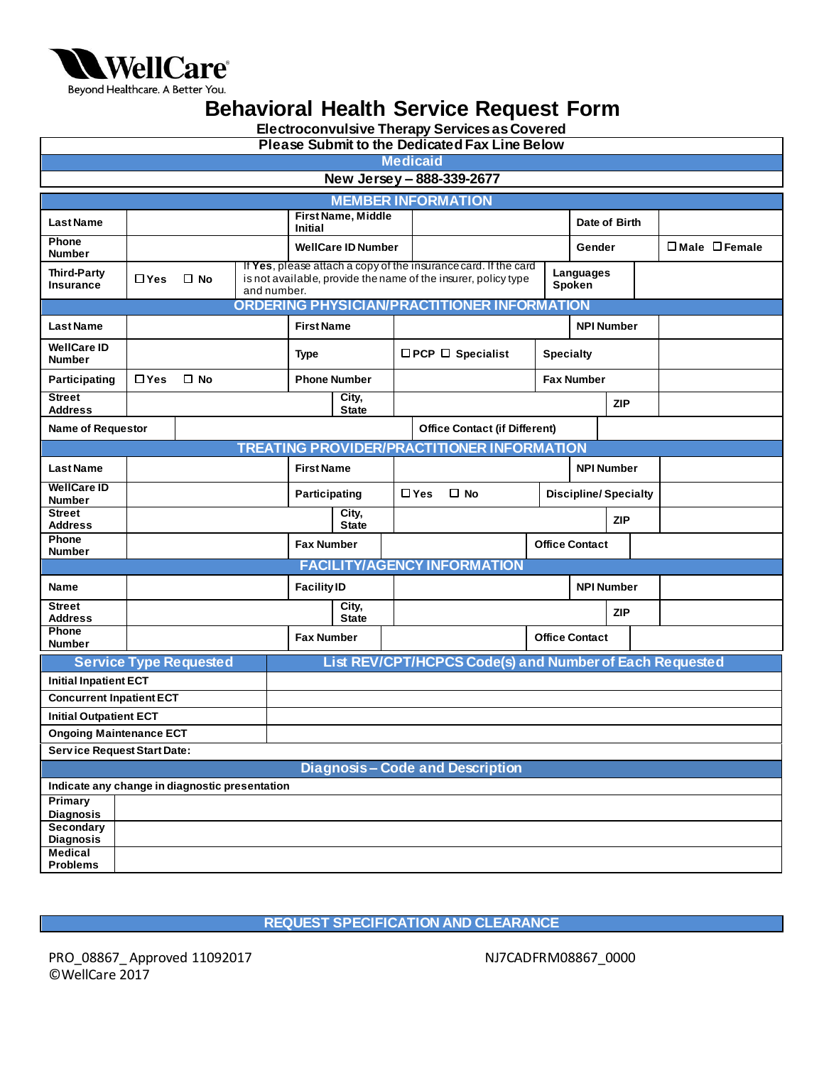WellCare
Beyond Healthcare. A Better You.

# Behavioral Health Service Request Form

**Electroconvulsive Therapy Services as Covered**

**Please Submit to the Dedicated Fax Line Below**

**Medicaid**

**New Jersey – 888-339-2677**

## MEMBER INFORMATION

| | | | | | |
|---|---|---|---|---|---|
| **Last Name** | | **First Name, Middle Initial** | | **Date of Birth** | |
| **Phone Number** | | **WellCare ID Number** | | **Gender** | ☐ **Male** ☐ **Female** |
| **Third-Party Insurance** | ☐ **Yes** ☐ **No** | If **Yes**, please attach a copy of the insurance card. If the card is not available, provide the name of the insurer, policy type and number. | | **Languages Spoken** | |

## ORDERING PHYSICIAN/PRACTITIONER INFORMATION

| | | | | | |
|---|---|---|---|---|---|
| **Last Name** | | **First Name** | | **NPI Number** | |
| **WellCare ID Number** | | **Type** | ☐ **PCP** ☐ **Specialist** | **Specialty** | |
| **Participating** | ☐ **Yes** ☐ **No** | **Phone Number** | | **Fax Number** | |
| **Street Address** | | **City, State** | | **ZIP** | |
| **Name of Requestor** | | **Office Contact (if Different)** | | | |

## TREATING PROVIDER/PRACTITIONER INFORMATION

| | | | | | |
|---|---|---|---|---|---|
| **Last Name** | | **First Name** | | **NPI Number** | |
| **WellCare ID Number** | | **Participating** | ☐ **Yes** ☐ **No** | **Discipline/ Specialty** | |
| **Street Address** | | **City, State** | | **ZIP** | |
| **Phone Number** | | **Fax Number** | | **Office Contact** | |

## FACILITY/AGENCY INFORMATION

| | | | | | |
|---|---|---|---|---|---|
| **Name** | | **Facility ID** | | **NPI Number** | |
| **Street Address** | | **City, State** | | **ZIP** | |
| **Phone Number** | | **Fax Number** | | **Office Contact** | |

| Service Type Requested | List REV/CPT/HCPCS Code(s) and Number of Each Requested |
|---|---|
| **Initial Inpatient ECT** | |
| **Concurrent Inpatient ECT** | |
| **Initial Outpatient ECT** | |
| **Ongoing Maintenance ECT** | |
| **Service Request Start Date:** | |

## Diagnosis – Code and Description

**Indicate any change in diagnostic presentation**

| | |
|---|---|
| **Primary Diagnosis** | |
| **Secondary Diagnosis** | |
| **Medical Problems** | |

## REQUEST SPECIFICATION AND CLEARANCE

PRO_08867_ Approved 11092017
©WellCare 2017

NJ7CADFRM08867_0000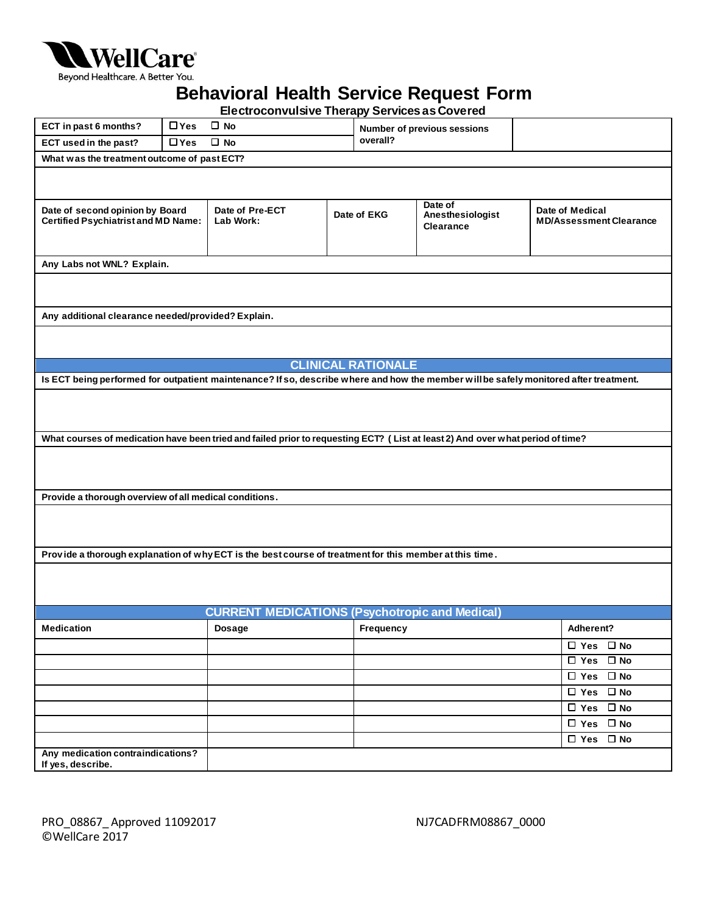WellCare

Beyond Healthcare. A Better You.

# Behavioral Health Service Request Form

## Electroconvulsive Therapy Services as Covered

| | | | | |
|---|---|---|---|---|
| ECT in past 6 months? | ☐ Yes | ☐ No | Number of previous sessions overall? | |
| ECT used in the past? | ☐ Yes | ☐ No | | |

**What was the treatment outcome of past ECT?**

| Date of second opinion by Board Certified Psychiatrist and MD Name: | Date of Pre-ECT Lab Work: | Date of EKG | Date of Anesthesiologist Clearance | Date of Medical MD/Assessment Clearance |
|---|---|---|---|---|
| | | | | |

**Any Labs not WNL? Explain.**

**Any additional clearance needed/provided? Explain.**

## CLINICAL RATIONALE

**Is ECT being performed for outpatient maintenance? If so, describe where and how the member will be safely monitored after treatment.**

**What courses of medication have been tried and failed prior to requesting ECT? ( List at least 2) And over what period of time?**

**Provide a thorough overview of all medical conditions.**

**Provide a thorough explanation of why ECT is the best course of treatment for this member at this time.**

## CURRENT MEDICATIONS (Psychotropic and Medical)

| Medication | Dosage | Frequency | Adherent? |
|---|---|---|---|
| | | | ☐ Yes ☐ No |
| | | | ☐ Yes ☐ No |
| | | | ☐ Yes ☐ No |
| | | | ☐ Yes ☐ No |
| | | | ☐ Yes ☐ No |
| | | | ☐ Yes ☐ No |
| | | | ☐ Yes ☐ No |
| Any medication contraindications? If yes, describe. | | | |

PRO_08867_ Approved 11092017
©WellCare 2017

NJ7CADFRM08867_0000